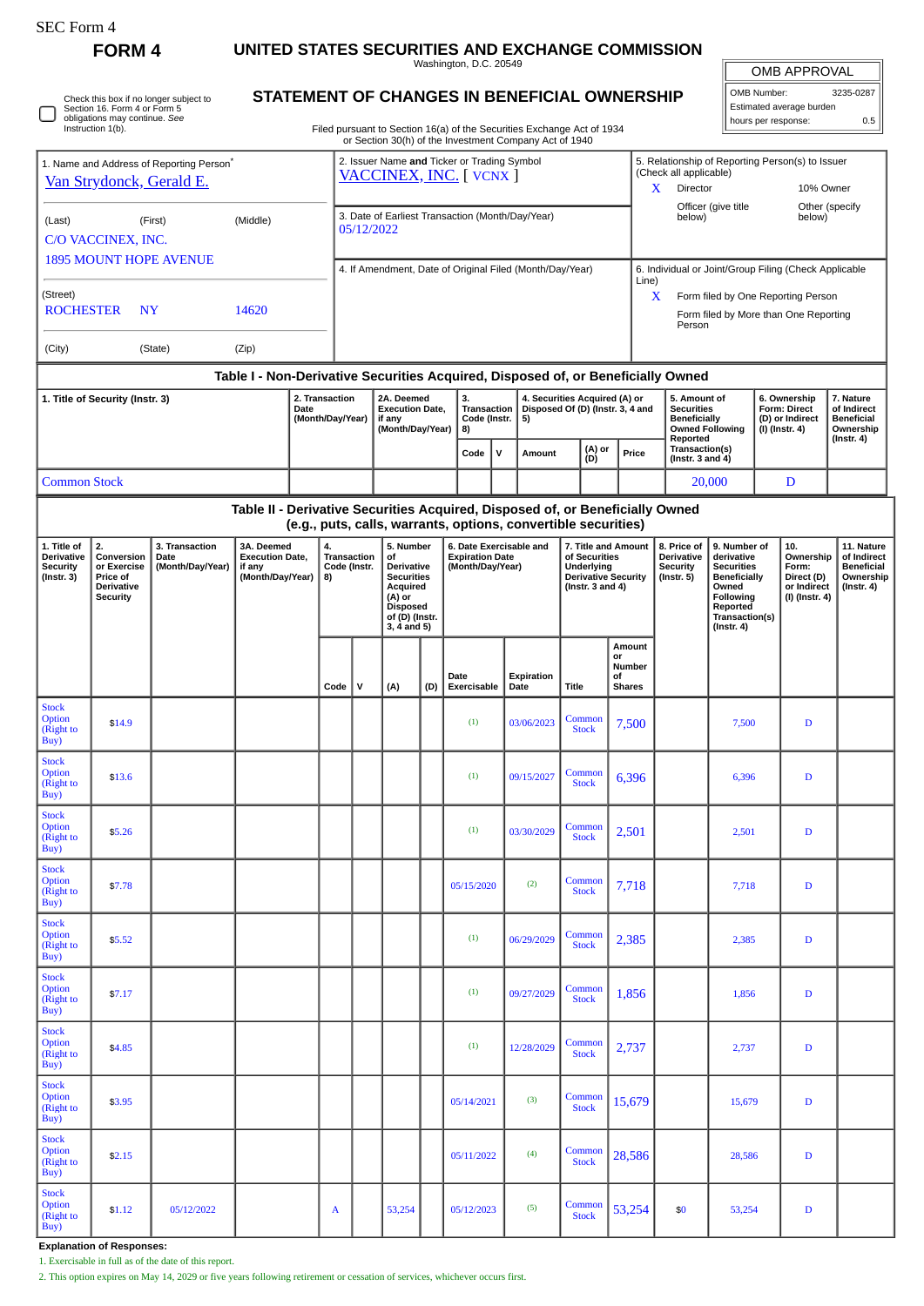SEC Form 4

**FORM 4**

# UNITED STATES SECURITIES AND EXCHANGE COMMISSION

Washington, D.C. 20549

## STATEMENT OF CHANGES IN BENEFICIAL OWNERSHIP

Filed pursuant to Section 16(a) of the Securities Exchange Act of 1934 or Section 30(h) of the Investment Company Act of 1940

| OMB APPROVAL | |
|---|---|
| OMB Number: | 3235-0287 |
| Estimated average burden | |
| hours per response: | 0.5 |

☐ Check this box if no longer subject to Section 16. Form 4 or Form 5 obligations may continue. *See* Instruction 1(b).

| 1. Name and Address of Reporting Person* | 2. Issuer Name **and** Ticker or Trading Symbol | 5. Relationship of Reporting Person(s) to Issuer (Check all applicable) |
|---|---|---|
| Van Strydonck, Gerald E. | VACCINEX, INC. [ VCNX ] | X Director; 10% Owner; Officer (give title below); Other (specify below) |
| (Last) (First) (Middle) C/O VACCINEX, INC. 1895 MOUNT HOPE AVENUE | 3. Date of Earliest Transaction (Month/Day/Year) 05/12/2022 | |
| (Street) ROCHESTER NY 14620 (City) (State) (Zip) | 4. If Amendment, Date of Original Filed (Month/Day/Year) | 6. Individual or Joint/Group Filing (Check Applicable Line) X Form filed by One Reporting Person; Form filed by More than One Reporting Person |

### Table I - Non-Derivative Securities Acquired, Disposed of, or Beneficially Owned

| 1. Title of Security (Instr. 3) | 2. Transaction Date (Month/Day/Year) | 2A. Deemed Execution Date, if any (Month/Day/Year) | 3. Transaction Code (Instr. 8) | | 4. Securities Acquired (A) or Disposed Of (D) (Instr. 3, 4 and 5) | | | 5. Amount of Securities Beneficially Owned Following Reported Transaction(s) (Instr. 3 and 4) | 6. Ownership Form: Direct (D) or Indirect (I) (Instr. 4) | 7. Nature of Indirect Beneficial Ownership (Instr. 4) |
|---|---|---|---|---|---|---|---|---|---|---|
| | | | Code | V | Amount | (A) or (D) | Price | | | |
| Common Stock | | | | | | | | 20,000 | D | |

### Table II - Derivative Securities Acquired, Disposed of, or Beneficially Owned (e.g., puts, calls, warrants, options, convertible securities)

| 1. Title of Derivative Security (Instr. 3) | 2. Conversion or Exercise Price of Derivative Security | 3. Transaction Date (Month/Day/Year) | 3A. Deemed Execution Date, if any (Month/Day/Year) | 4. Transaction Code (Instr. 8) | | 5. Number of Derivative Securities Acquired (A) or Disposed of (D) (Instr. 3, 4 and 5) | | 6. Date Exercisable and Expiration Date (Month/Day/Year) | | 7. Title and Amount of Securities Underlying Derivative Security (Instr. 3 and 4) | | 8. Price of Derivative Security (Instr. 5) | 9. Number of derivative Securities Beneficially Owned Following Reported Transaction(s) (Instr. 4) | 10. Ownership Form: Direct (D) or Indirect (I) (Instr. 4) | 11. Nature of Indirect Beneficial Ownership (Instr. 4) |
|---|---|---|---|---|---|---|---|---|---|---|---|---|---|---|---|
| | | | | Code | V | (A) | (D) | Date Exercisable | Expiration Date | Title | Amount or Number of Shares | | | | |
| Stock Option (Right to Buy) | $14.9 | | | | | | | (1) | 03/06/2023 | Common Stock | 7,500 | | 7,500 | D | |
| Stock Option (Right to Buy) | $13.6 | | | | | | | (1) | 09/15/2027 | Common Stock | 6,396 | | 6,396 | D | |
| Stock Option (Right to Buy) | $5.26 | | | | | | | (1) | 03/30/2029 | Common Stock | 2,501 | | 2,501 | D | |
| Stock Option (Right to Buy) | $7.78 | | | | | | | 05/15/2020 | (2) | Common Stock | 7,718 | | 7,718 | D | |
| Stock Option (Right to Buy) | $5.52 | | | | | | | (1) | 06/29/2029 | Common Stock | 2,385 | | 2,385 | D | |
| Stock Option (Right to Buy) | $7.17 | | | | | | | (1) | 09/27/2029 | Common Stock | 1,856 | | 1,856 | D | |
| Stock Option (Right to Buy) | $4.85 | | | | | | | (1) | 12/28/2029 | Common Stock | 2,737 | | 2,737 | D | |
| Stock Option (Right to Buy) | $3.95 | | | | | | | 05/14/2021 | (3) | Common Stock | 15,679 | | 15,679 | D | |
| Stock Option (Right to Buy) | $2.15 | | | | | | | 05/11/2022 | (4) | Common Stock | 28,586 | | 28,586 | D | |
| Stock Option (Right to Buy) | $1.12 | 05/12/2022 | | A | | 53,254 | | 05/12/2023 | (5) | Common Stock | 53,254 | $0 | 53,254 | D | |

**Explanation of Responses:**

1. Exercisable in full as of the date of this report.
2. This option expires on May 14, 2029 or five years following retirement or cessation of services, whichever occurs first.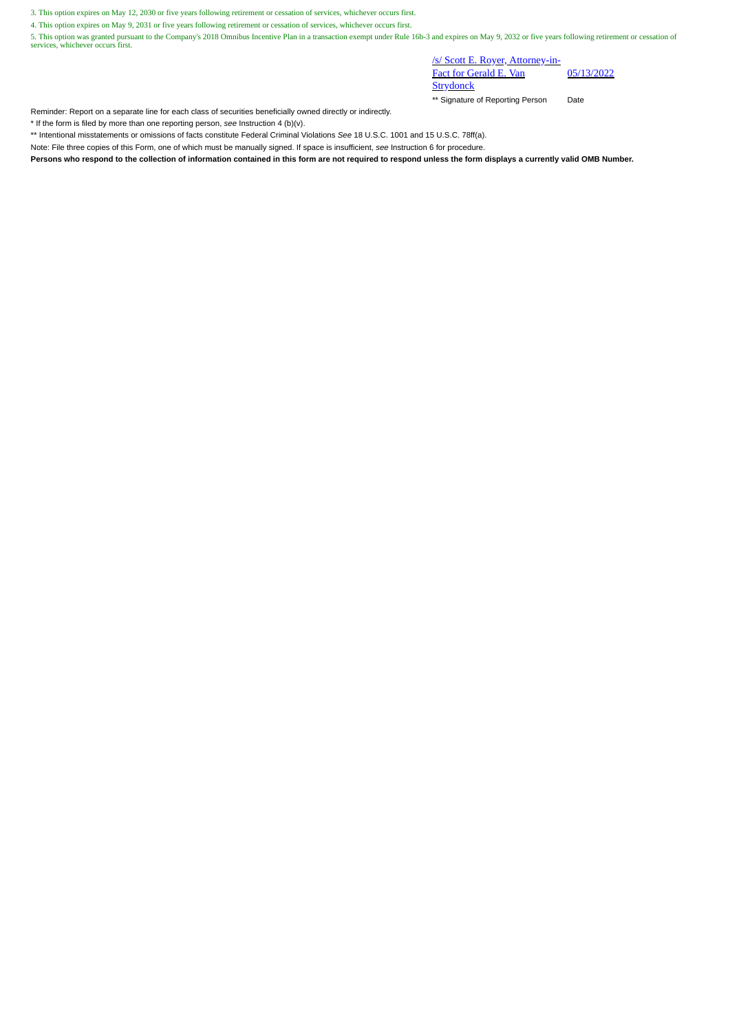3. This option expires on May 12, 2030 or five years following retirement or cessation of services, whichever occurs first.

4. This option expires on May 9, 2031 or five years following retirement or cessation of services, whichever occurs first.

5. This option was granted pursuant to the Company's 2018 Omnibus Incentive Plan in a transaction exempt under Rule 16b-3 and expires on May 9, 2032 or five years following retirement or cessation of services, whichever occurs first.

| | |
|---|---|
| /s/ Scott E. Royer, Attorney-in-Fact for Gerald E. Van Strydonck | 05/13/2022 |
| ** Signature of Reporting Person | Date |

Reminder: Report on a separate line for each class of securities beneficially owned directly or indirectly.

* If the form is filed by more than one reporting person, *see* Instruction 4 (b)(v).

** Intentional misstatements or omissions of facts constitute Federal Criminal Violations *See* 18 U.S.C. 1001 and 15 U.S.C. 78ff(a).

Note: File three copies of this Form, one of which must be manually signed. If space is insufficient, *see* Instruction 6 for procedure.

**Persons who respond to the collection of information contained in this form are not required to respond unless the form displays a currently valid OMB Number.**